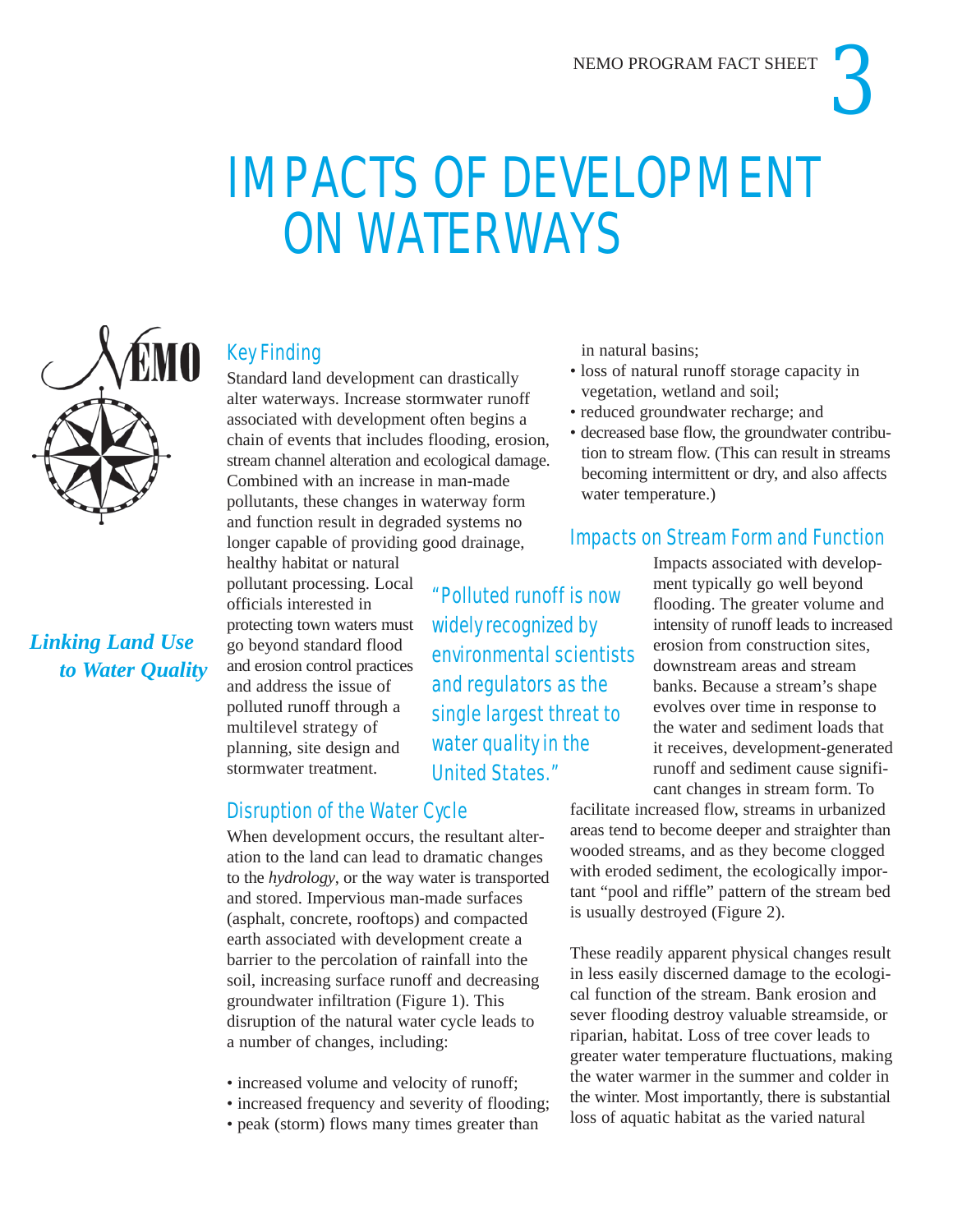NEMO PROGRAM FACT SHEET 3

# IMPACTS OF DEVELOPMENT ON WATERWAYS

***Linking Land Use to Water Quality***

## Key Finding

Standard land development can drastically alter waterways. Increase stormwater runoff associated with development often begins a chain of events that includes flooding, erosion, stream channel alteration and ecological damage. Combined with an increase in man-made pollutants, these changes in waterway form and function result in degraded systems no longer capable of providing good drainage, healthy habitat or natural pollutant processing. Local officials interested in protecting town waters must go beyond standard flood and erosion control practices and address the issue of polluted runoff through a multilevel strategy of planning, site design and stormwater treatment.

"Polluted runoff is now widely recognized by environmental scientists and regulators as the single largest threat to water quality in the United States."

## Disruption of the Water Cycle

When development occurs, the resultant alteration to the land can lead to dramatic changes to the *hydrology*, or the way water is transported and stored. Impervious man-made surfaces (asphalt, concrete, rooftops) and compacted earth associated with development create a barrier to the percolation of rainfall into the soil, increasing surface runoff and decreasing groundwater infiltration (Figure 1). This disruption of the natural water cycle leads to a number of changes, including:

- increased volume and velocity of runoff;
- increased frequency and severity of flooding;
- peak (storm) flows many times greater than in natural basins;
- loss of natural runoff storage capacity in vegetation, wetland and soil;
- reduced groundwater recharge; and
- decreased base flow, the groundwater contribution to stream flow. (This can result in streams becoming intermittent or dry, and also affects water temperature.)

## Impacts on Stream Form and Function

Impacts associated with development typically go well beyond flooding. The greater volume and intensity of runoff leads to increased erosion from construction sites, downstream areas and stream banks. Because a stream's shape evolves over time in response to the water and sediment loads that it receives, development-generated runoff and sediment cause significant changes in stream form. To facilitate increased flow, streams in urbanized areas tend to become deeper and straighter than wooded streams, and as they become clogged with eroded sediment, the ecologically important "pool and riffle" pattern of the stream bed is usually destroyed (Figure 2).

These readily apparent physical changes result in less easily discerned damage to the ecological function of the stream. Bank erosion and sever flooding destroy valuable streamside, or riparian, habitat. Loss of tree cover leads to greater water temperature fluctuations, making the water warmer in the summer and colder in the winter. Most importantly, there is substantial loss of aquatic habitat as the varied natural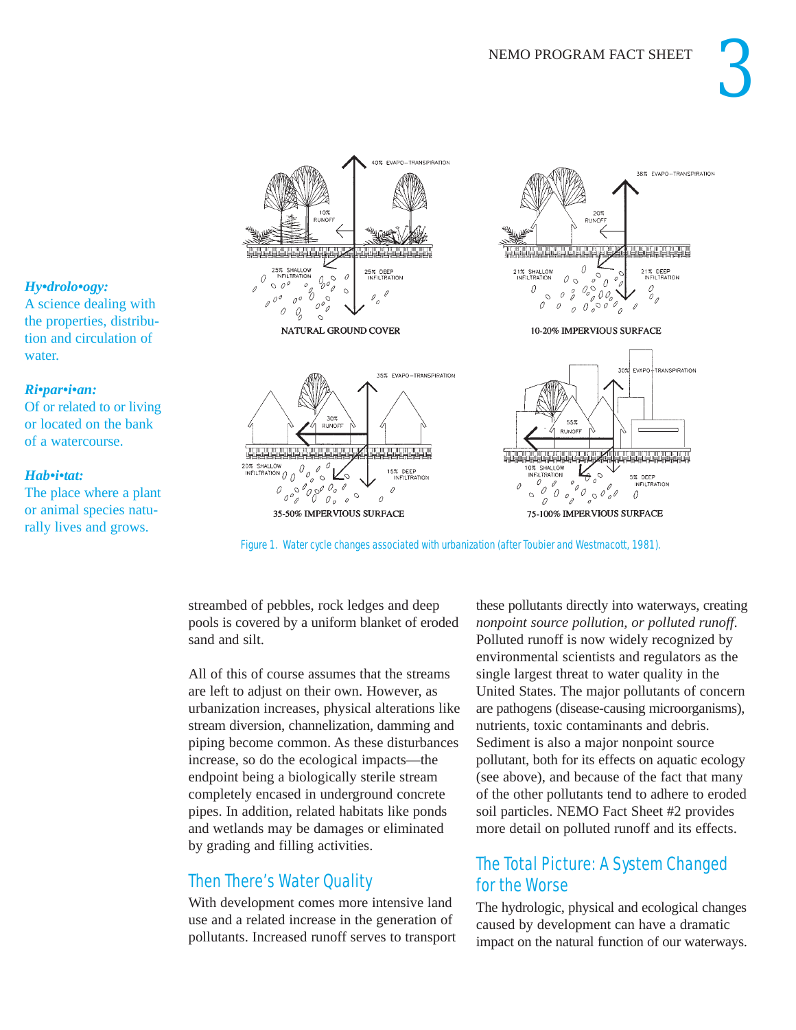40% EVAPO–TRANSPIRATION
10% RUNOFF
25% SHALLOW INFILTRATION
25% DEEP INFILTRATION
NATURAL GROUND COVER

38% EVAPO–TRANSPIRATION
20% RUNOFF
21% SHALLOW INFILTRATION
21% DEEP INFILTRATION
10-20% IMPERVIOUS SURFACE

35% EVAPO–TRANSPIRATION
30% RUNOFF
20% SHALLOW INFILTRATION
15% DEEP INFILTRATION
35-50% IMPERVIOUS SURFACE

30% EVAPO–TRANSPIRATION
55% RUNOFF
10% SHALLOW INFILTRATION
5% DEEP INFILTRATION
75-100% IMPERVIOUS SURFACE

Figure 1. Water cycle changes associated with urbanization (after Toubier and Westmacott, 1981).

***Hy•drolo•ogy:***
A science dealing with the properties, distribution and circulation of water.

***Ri•par•i•an:***
Of or related to or living or located on the bank of a watercourse.

***Hab•i•tat:***
The place where a plant or animal species naturally lives and grows.

streambed of pebbles, rock ledges and deep pools is covered by a uniform blanket of eroded sand and silt.

All of this of course assumes that the streams are left to adjust on their own. However, as urbanization increases, physical alterations like stream diversion, channelization, damming and piping become common. As these disturbances increase, so do the ecological impacts—the endpoint being a biologically sterile stream completely encased in underground concrete pipes. In addition, related habitats like ponds and wetlands may be damages or eliminated by grading and filling activities.

## Then There's Water Quality

With development comes more intensive land use and a related increase in the generation of pollutants. Increased runoff serves to transport these pollutants directly into waterways, creating *nonpoint source pollution, or polluted runoff.* Polluted runoff is now widely recognized by environmental scientists and regulators as the single largest threat to water quality in the United States. The major pollutants of concern are pathogens (disease-causing microorganisms), nutrients, toxic contaminants and debris. Sediment is also a major nonpoint source pollutant, both for its effects on aquatic ecology (see above), and because of the fact that many of the other pollutants tend to adhere to eroded soil particles. NEMO Fact Sheet #2 provides more detail on polluted runoff and its effects.

## The Total Picture: A System Changed for the Worse

The hydrologic, physical and ecological changes caused by development can have a dramatic impact on the natural function of our waterways.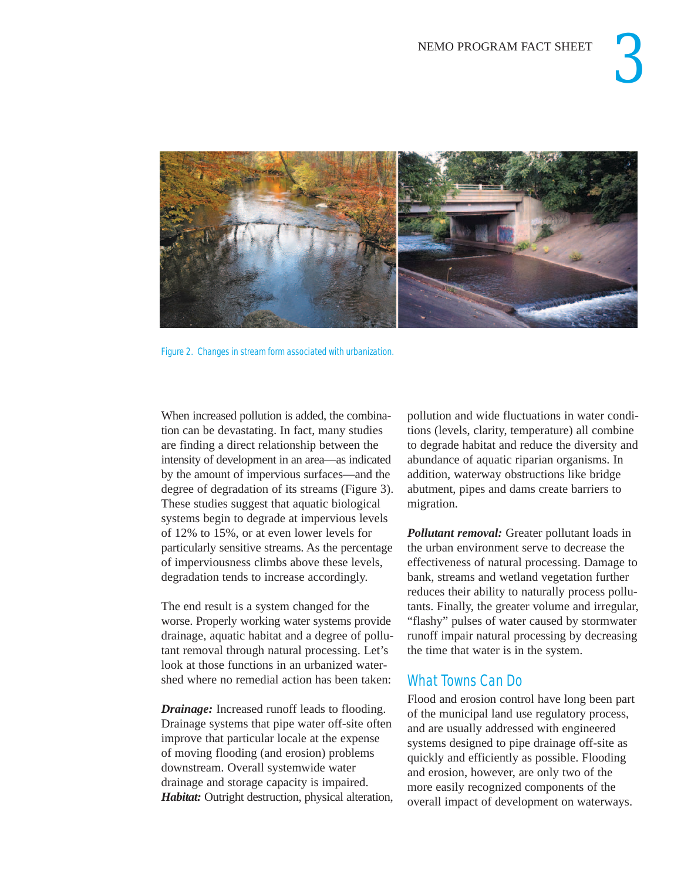Figure 2. Changes in stream form associated with urbanization.

When increased pollution is added, the combination can be devastating. In fact, many studies are finding a direct relationship between the intensity of development in an area—as indicated by the amount of impervious surfaces—and the degree of degradation of its streams (Figure 3). These studies suggest that aquatic biological systems begin to degrade at impervious levels of 12% to 15%, or at even lower levels for particularly sensitive streams. As the percentage of imperviousness climbs above these levels, degradation tends to increase accordingly.

The end result is a system changed for the worse. Properly working water systems provide drainage, aquatic habitat and a degree of pollutant removal through natural processing. Let's look at those functions in an urbanized watershed where no remedial action has been taken:

***Drainage:*** Increased runoff leads to flooding. Drainage systems that pipe water off-site often improve that particular locale at the expense of moving flooding (and erosion) problems downstream. Overall systemwide water drainage and storage capacity is impaired.
***Habitat:*** Outright destruction, physical alteration, pollution and wide fluctuations in water conditions (levels, clarity, temperature) all combine to degrade habitat and reduce the diversity and abundance of aquatic riparian organisms. In addition, waterway obstructions like bridge abutment, pipes and dams create barriers to migration.

***Pollutant removal:*** Greater pollutant loads in the urban environment serve to decrease the effectiveness of natural processing. Damage to bank, streams and wetland vegetation further reduces their ability to naturally process pollutants. Finally, the greater volume and irregular, "flashy" pulses of water caused by stormwater runoff impair natural processing by decreasing the time that water is in the system.

## What Towns Can Do

Flood and erosion control have long been part of the municipal land use regulatory process, and are usually addressed with engineered systems designed to pipe drainage off-site as quickly and efficiently as possible. Flooding and erosion, however, are only two of the more easily recognized components of the overall impact of development on waterways.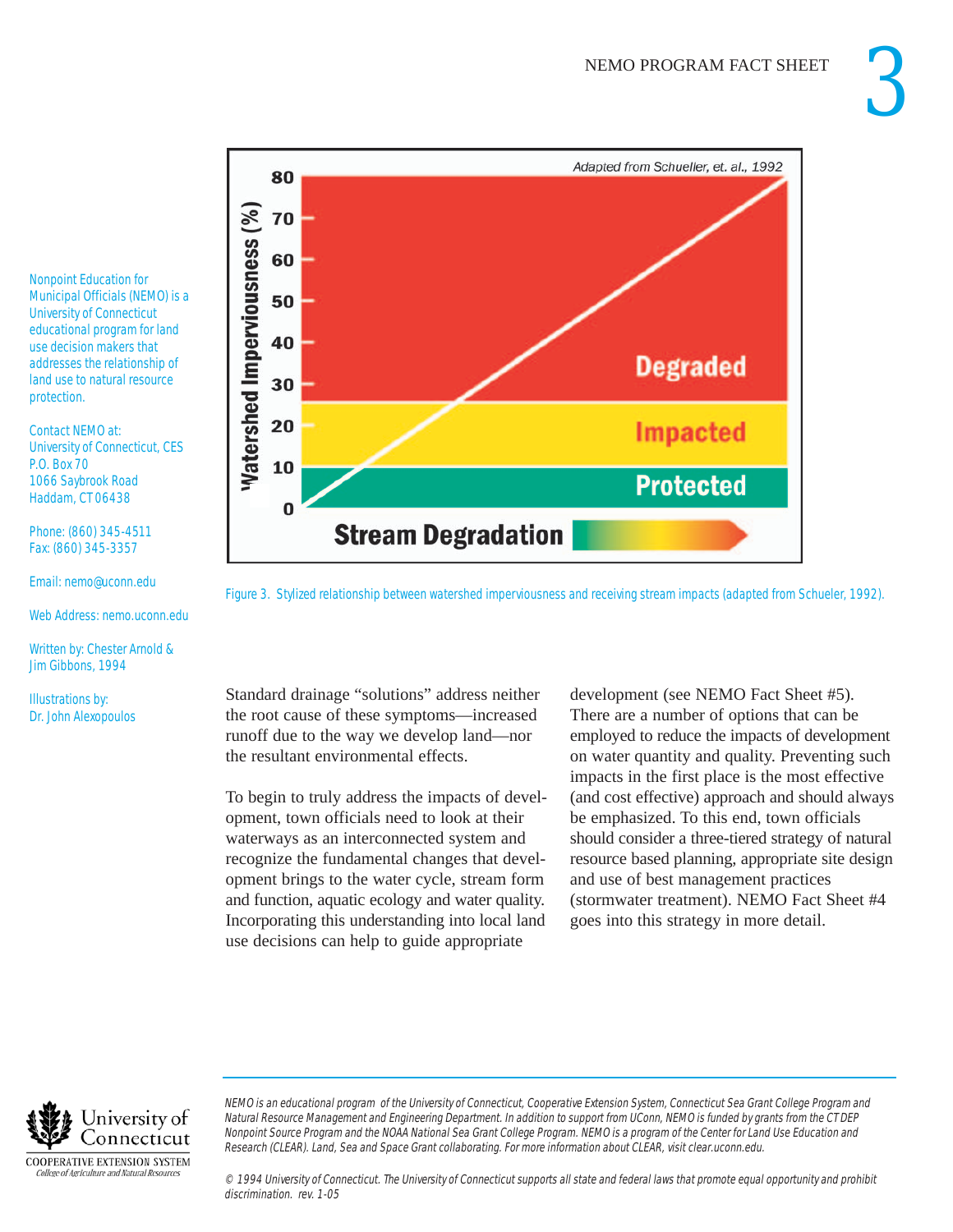Nonpoint Education for Municipal Officials (NEMO) is a University of Connecticut educational program for land use decision makers that addresses the relationship of land use to natural resource protection.

Contact NEMO at:
University of Connecticut, CES
P.O. Box 70
1066 Saybrook Road
Haddam, CT 06438

Phone: (860) 345-4511
Fax: (860) 345-3357

Email: nemo@uconn.edu

Web Address: nemo.uconn.edu

Written by: Chester Arnold & Jim Gibbons, 1994

Illustrations by:
Dr. John Alexopoulos

Adapted from Schueller, et. al., 1992

Watershed Imperviousness (%)

80
70
60
50
40
30
20
10
0

Degraded

Impacted

Protected

Stream Degradation

Figure 3. Stylized relationship between watershed imperviousness and receiving stream impacts (adapted from Schueler, 1992).

Standard drainage "solutions" address neither the root cause of these symptoms—increased runoff due to the way we develop land—nor the resultant environmental effects.

To begin to truly address the impacts of development, town officials need to look at their waterways as an interconnected system and recognize the fundamental changes that development brings to the water cycle, stream form and function, aquatic ecology and water quality. Incorporating this understanding into local land use decisions can help to guide appropriate development (see NEMO Fact Sheet #5). There are a number of options that can be employed to reduce the impacts of development on water quantity and quality. Preventing such impacts in the first place is the most effective (and cost effective) approach and should always be emphasized. To this end, town officials should consider a three-tiered strategy of natural resource based planning, appropriate site design and use of best management practices (stormwater treatment). NEMO Fact Sheet #4 goes into this strategy in more detail.

*NEMO is an educational program of the University of Connecticut, Cooperative Extension System, Connecticut Sea Grant College Program and Natural Resource Management and Engineering Department. In addition to support from UConn, NEMO is funded by grants from the CT DEP Nonpoint Source Program and the NOAA National Sea Grant College Program. NEMO is a program of the Center for Land Use Education and Research (CLEAR). Land, Sea and Space Grant collaborating. For more information about CLEAR, visit clear.uconn.edu.*

*© 1994 University of Connecticut. The University of Connecticut supports all state and federal laws that promote equal opportunity and prohibit discrimination. rev. 1-05*

University of Connecticut
COOPERATIVE EXTENSION SYSTEM
College of Agriculture and Natural Resources